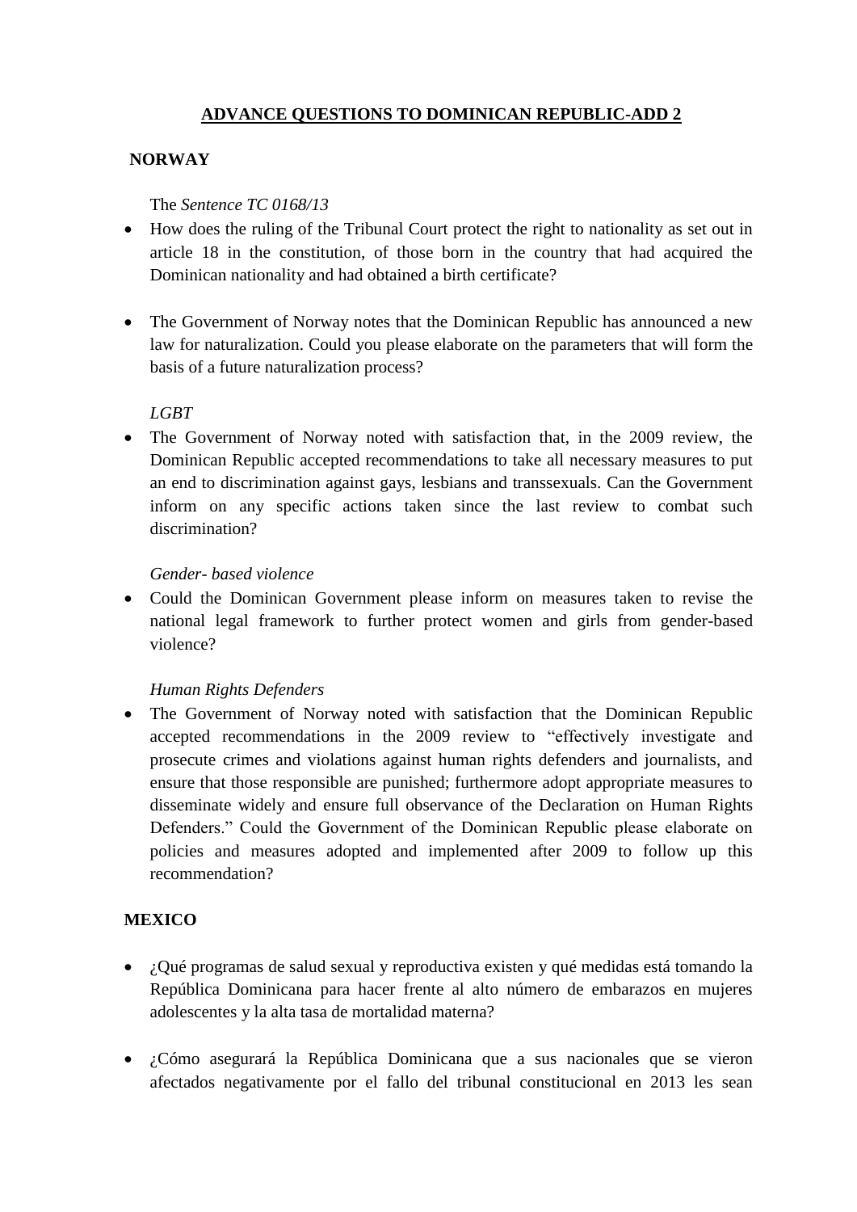# ADVANCE QUESTIONS TO DOMINICAN REPUBLIC-ADD 2

## NORWAY

The *Sentence TC 0168/13*

- How does the ruling of the Tribunal Court protect the right to nationality as set out in article 18 in the constitution, of those born in the country that had acquired the Dominican nationality and had obtained a birth certificate?

- The Government of Norway notes that the Dominican Republic has announced a new law for naturalization. Could you please elaborate on the parameters that will form the basis of a future naturalization process?

*LGBT*

- The Government of Norway noted with satisfaction that, in the 2009 review, the Dominican Republic accepted recommendations to take all necessary measures to put an end to discrimination against gays, lesbians and transsexuals. Can the Government inform on any specific actions taken since the last review to combat such discrimination?

*Gender- based violence*

- Could the Dominican Government please inform on measures taken to revise the national legal framework to further protect women and girls from gender-based violence?

*Human Rights Defenders*

- The Government of Norway noted with satisfaction that the Dominican Republic accepted recommendations in the 2009 review to "effectively investigate and prosecute crimes and violations against human rights defenders and journalists, and ensure that those responsible are punished; furthermore adopt appropriate measures to disseminate widely and ensure full observance of the Declaration on Human Rights Defenders." Could the Government of the Dominican Republic please elaborate on policies and measures adopted and implemented after 2009 to follow up this recommendation?

## MEXICO

- ¿Qué programas de salud sexual y reproductiva existen y qué medidas está tomando la República Dominicana para hacer frente al alto número de embarazos en mujeres adolescentes y la alta tasa de mortalidad materna?

- ¿Cómo asegurará la República Dominicana que a sus nacionales que se vieron afectados negativamente por el fallo del tribunal constitucional en 2013 les sean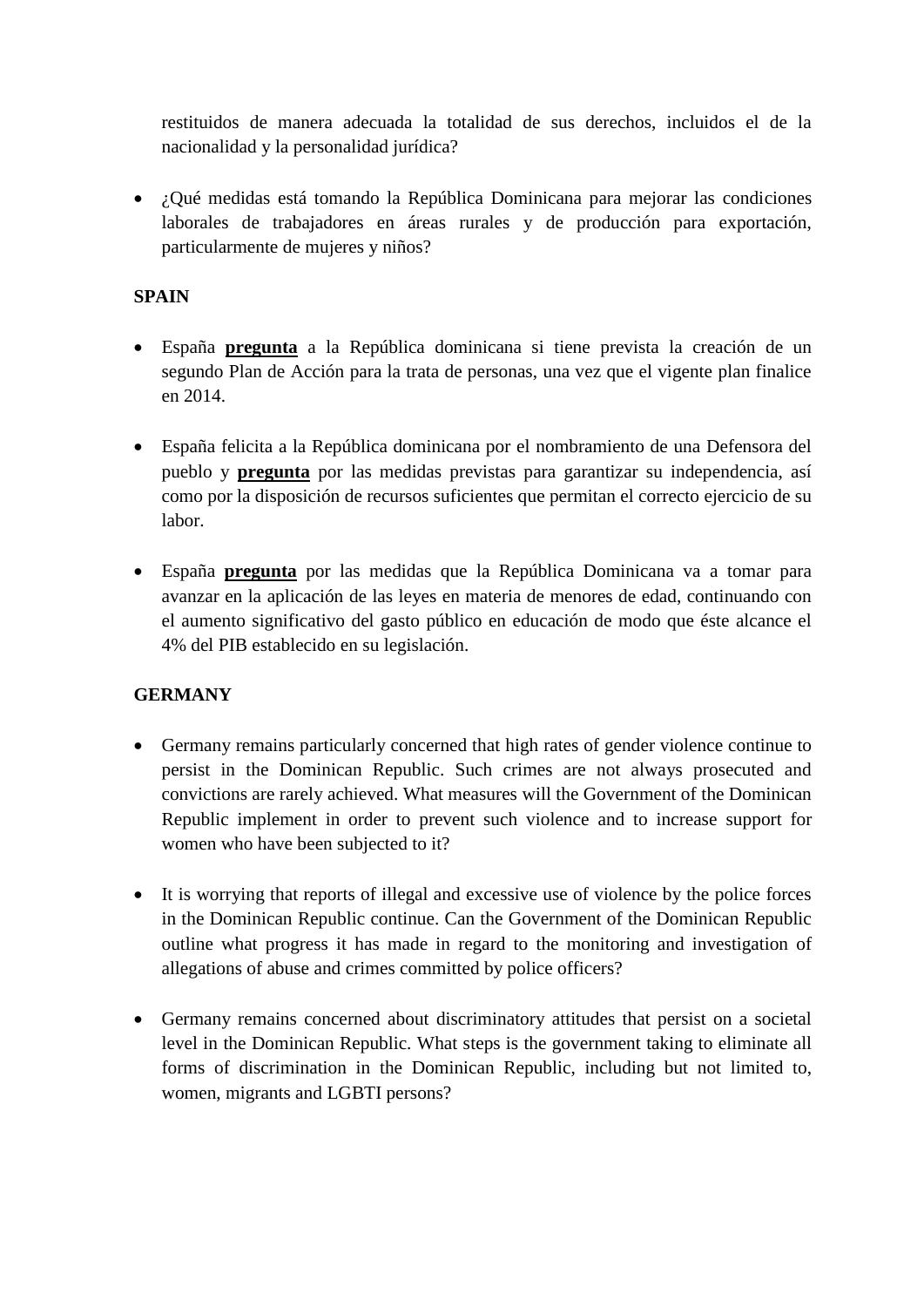restituidos de manera adecuada la totalidad de sus derechos, incluidos el de la nacionalidad y la personalidad jurídica?

- ¿Qué medidas está tomando la República Dominicana para mejorar las condiciones laborales de trabajadores en áreas rurales y de producción para exportación, particularmente de mujeres y niños?

**SPAIN**

- España **pregunta** a la República dominicana si tiene prevista la creación de un segundo Plan de Acción para la trata de personas, una vez que el vigente plan finalice en 2014.

- España felicita a la República dominicana por el nombramiento de una Defensora del pueblo y **pregunta** por las medidas previstas para garantizar su independencia, así como por la disposición de recursos suficientes que permitan el correcto ejercicio de su labor.

- España **pregunta** por las medidas que la República Dominicana va a tomar para avanzar en la aplicación de las leyes en materia de menores de edad, continuando con el aumento significativo del gasto público en educación de modo que éste alcance el 4% del PIB establecido en su legislación.

**GERMANY**

- Germany remains particularly concerned that high rates of gender violence continue to persist in the Dominican Republic. Such crimes are not always prosecuted and convictions are rarely achieved. What measures will the Government of the Dominican Republic implement in order to prevent such violence and to increase support for women who have been subjected to it?

- It is worrying that reports of illegal and excessive use of violence by the police forces in the Dominican Republic continue. Can the Government of the Dominican Republic outline what progress it has made in regard to the monitoring and investigation of allegations of abuse and crimes committed by police officers?

- Germany remains concerned about discriminatory attitudes that persist on a societal level in the Dominican Republic. What steps is the government taking to eliminate all forms of discrimination in the Dominican Republic, including but not limited to, women, migrants and LGBTI persons?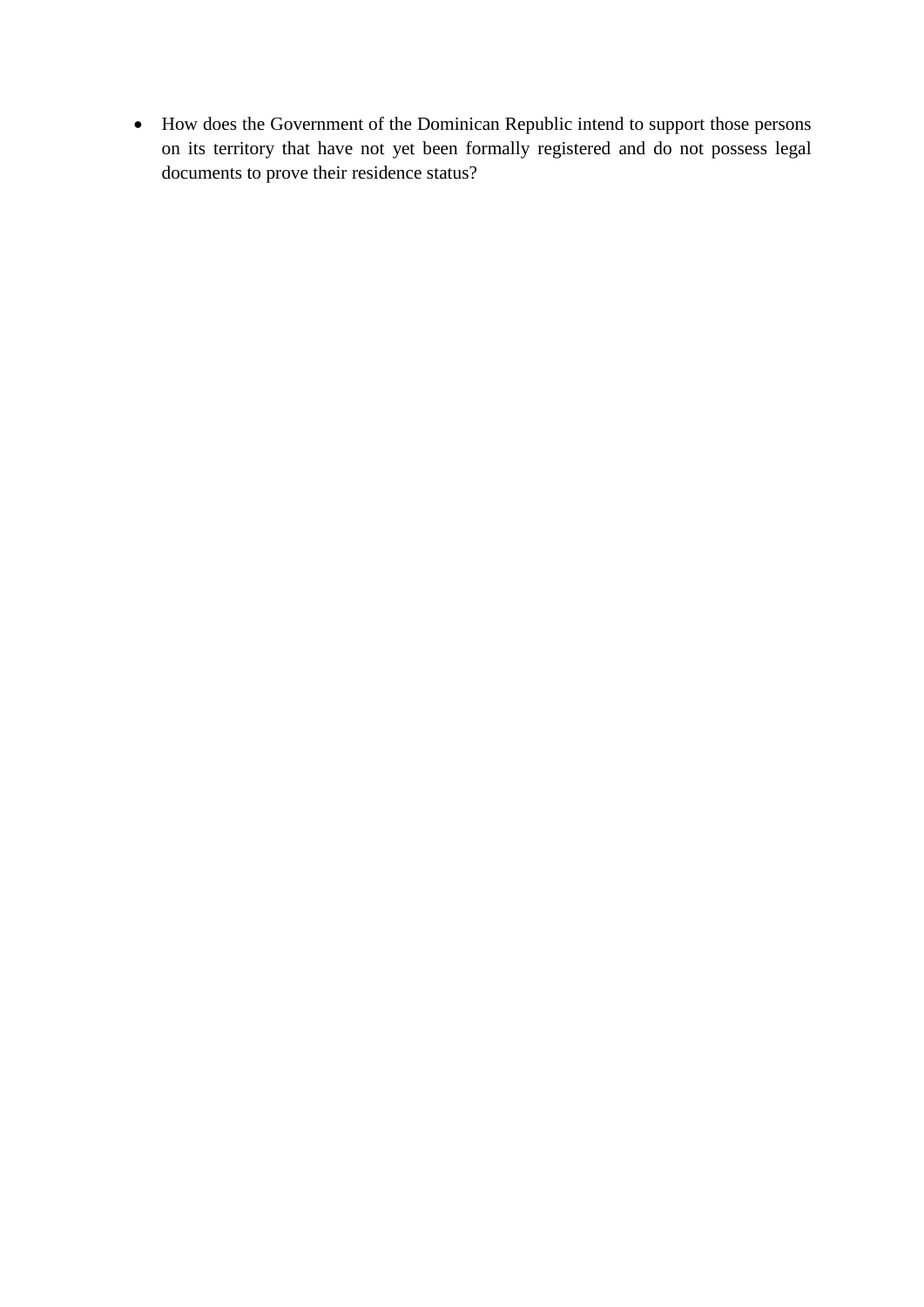- How does the Government of the Dominican Republic intend to support those persons on its territory that have not yet been formally registered and do not possess legal documents to prove their residence status?